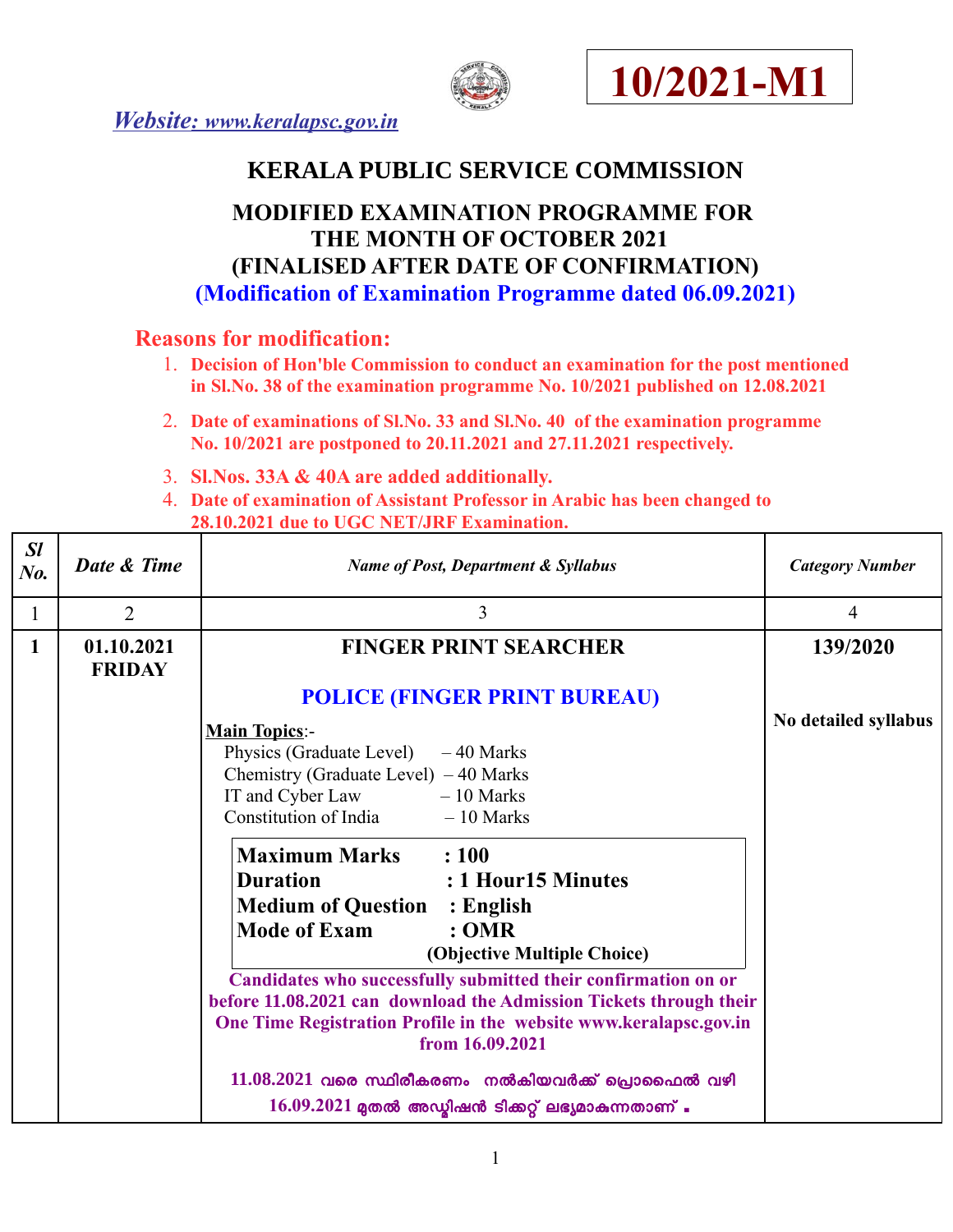**10/2021-M1**

*Website: www.keralapsc.gov.in*

# KERALA PUBLIC SERVICE COMMISSION

## MODIFIED EXAMINATION PROGRAMME FOR THE MONTH OF OCTOBER 2021 (FINALISED AFTER DATE OF CONFIRMATION)

**(Modification of Examination Programme dated 06.09.2021)**

**Reasons for modification:**

1. **Decision of Hon'ble Commission to conduct an examination for the post mentioned in Sl.No. 38 of the examination programme No. 10/2021 published on 12.08.2021**
2. **Date of examinations of Sl.No. 33 and Sl.No. 40 of the examination programme No. 10/2021 are postponed to 20.11.2021 and 27.11.2021 respectively.**
3. **Sl.Nos. 33A & 40A are added additionally.**
4. **Date of examination of Assistant Professor in Arabic has been changed to 28.10.2021 due to UGC NET/JRF Examination.**

| *Sl No.* | *Date & Time* | *Name of Post, Department & Syllabus* | *Category Number* |
|---|---|---|---|
| 1 | 2 | 3 | 4 |
| **1** | **01.10.2021 FRIDAY** | **FINGER PRINT SEARCHER**<br><br>**POLICE (FINGER PRINT BUREAU)**<br><br>Main Topics:-<br>Physics (Graduate Level) – 40 Marks<br>Chemistry (Graduate Level) – 40 Marks<br>IT and Cyber Law – 10 Marks<br>Constitution of India – 10 Marks<br><br>**Maximum Marks : 100**<br>**Duration : 1 Hour15 Minutes**<br>**Medium of Question : English**<br>**Mode of Exam : OMR**<br>**(Objective Multiple Choice)**<br><br>**Candidates who successfully submitted their confirmation on or before 11.08.2021 can download the Admission Tickets through their One Time Registration Profile in the website www.keralapsc.gov.in from 16.09.2021**<br><br>**11.08.2021 വരെ സ്ഥിരീകരണം നൽകിയവർക്ക് പ്രൊഫൈൽ വഴി 16.09.2021 മുതൽ അഡ്മിഷൻ ടിക്കറ്റ് ലഭ്യമാകുന്നതാണ്.** | **139/2020**<br><br>**No detailed syllabus** |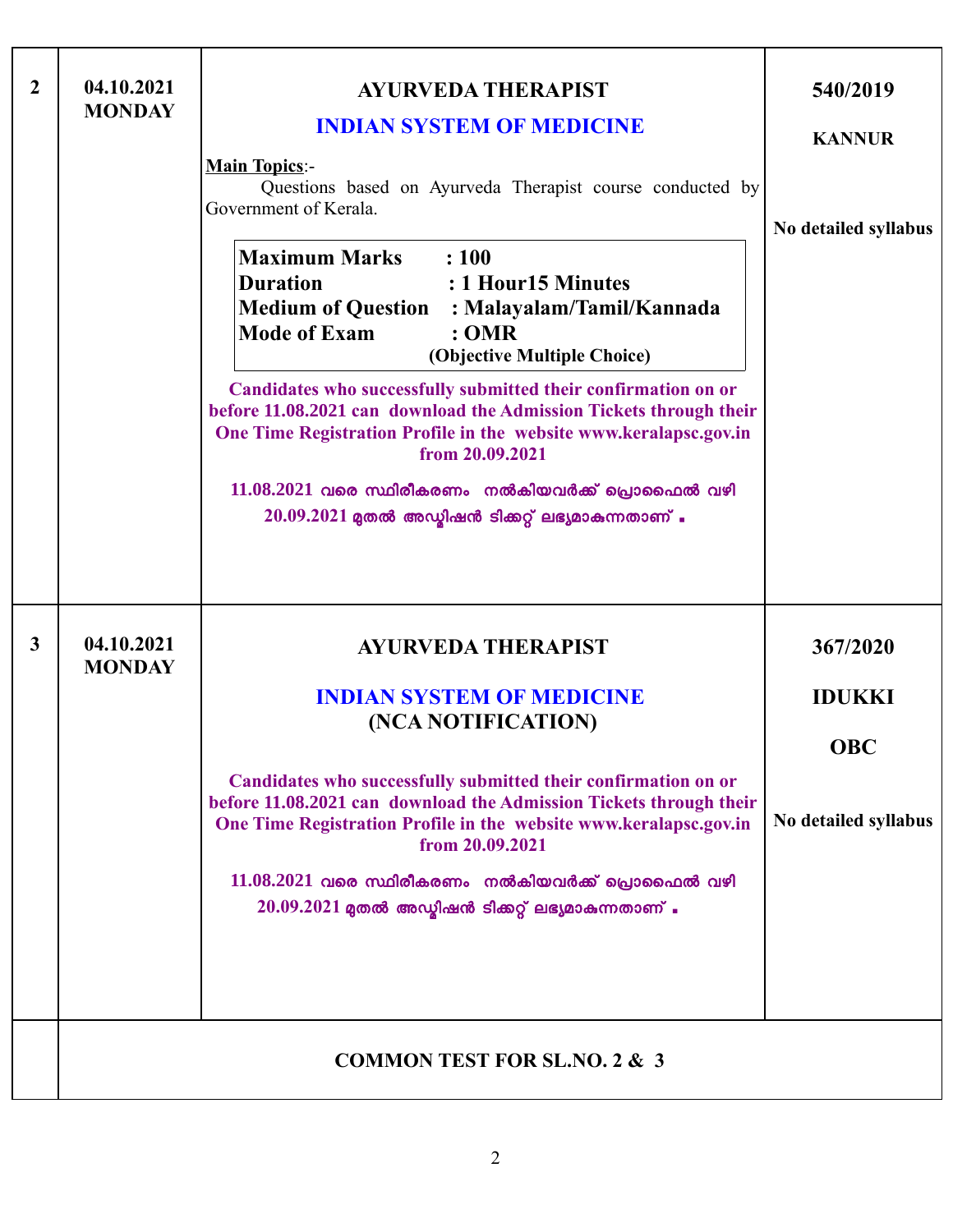| | | | |
|---|---|---|---|
| **2** | **04.10.2021 MONDAY** | **AYURVEDA THERAPIST**<br><br>**INDIAN SYSTEM OF MEDICINE**<br><br>**Main Topics**:-<br>Questions based on Ayurveda Therapist course conducted by Government of Kerala.<br><br>**Maximum Marks : 100**<br>**Duration : 1 Hour15 Minutes**<br>**Medium of Question : Malayalam/Tamil/Kannada**<br>**Mode of Exam : OMR**<br>**(Objective Multiple Choice)**<br><br>**Candidates who successfully submitted their confirmation on or before 11.08.2021 can download the Admission Tickets through their One Time Registration Profile in the website www.keralapsc.gov.in from 20.09.2021**<br><br>**11.08.2021 വരെ സ്ഥിരീകരണം നൽകിയവർക്ക് പ്രൊഫൈൽ വഴി 20.09.2021 മുതൽ അഡ്മിഷൻ ടിക്കറ്റ് ലഭ്യമാകുന്നതാണ് .** | **540/2019**<br><br>**KANNUR**<br><br>**No detailed syllabus** |
| **3** | **04.10.2021 MONDAY** | **AYURVEDA THERAPIST**<br><br>**INDIAN SYSTEM OF MEDICINE**<br>**(NCA NOTIFICATION)**<br><br>**Candidates who successfully submitted their confirmation on or before 11.08.2021 can download the Admission Tickets through their One Time Registration Profile in the website www.keralapsc.gov.in from 20.09.2021**<br><br>**11.08.2021 വരെ സ്ഥിരീകരണം നൽകിയവർക്ക് പ്രൊഫൈൽ വഴി 20.09.2021 മുതൽ അഡ്മിഷൻ ടിക്കറ്റ് ലഭ്യമാകുന്നതാണ് .** | **367/2020**<br><br>**IDUKKI**<br><br>**OBC**<br><br>**No detailed syllabus** |
| | **COMMON TEST FOR SL.NO. 2 & 3** | | |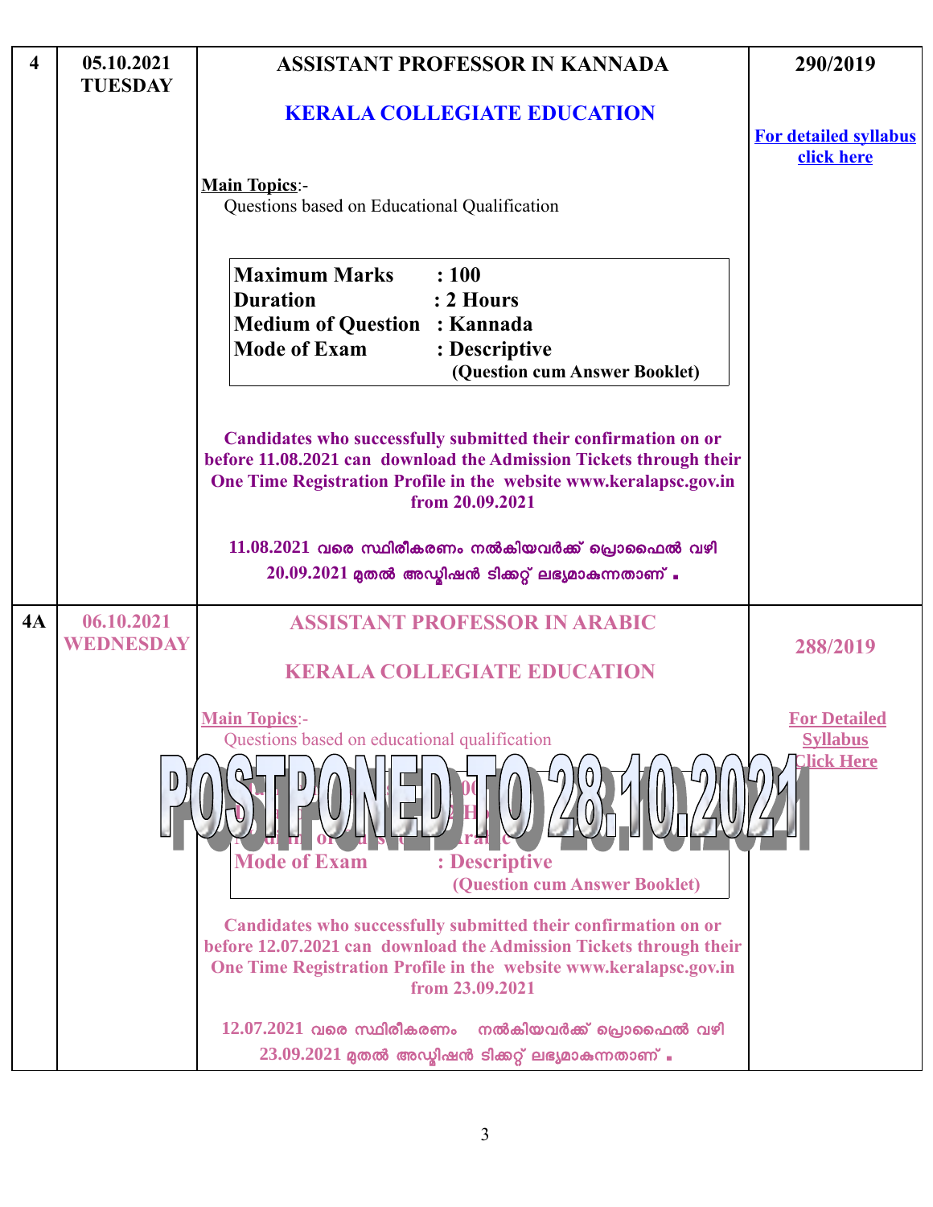| | | | |
|---|---|---|---|
| 4 | 05.10.2021 TUESDAY | **ASSISTANT PROFESSOR IN KANNADA**<br><br>**KERALA COLLEGIATE EDUCATION**<br><br>**Main Topics**:-<br>Questions based on Educational Qualification<br><br>**Maximum Marks : 100**<br>**Duration : 2 Hours**<br>**Medium of Question : Kannada**<br>**Mode of Exam : Descriptive (Question cum Answer Booklet)**<br><br>**Candidates who successfully submitted their confirmation on or before 11.08.2021 can download the Admission Tickets through their One Time Registration Profile in the website www.keralapsc.gov.in from 20.09.2021**<br><br>11.08.2021 വരെ സ്ഥിരീകരണം നൽകിയവർക്ക് പ്രൊഫൈൽ വഴി 20.09.2021 മുതൽ അഡ്മിഷൻ ടിക്കറ്റ് ലഭ്യമാകുന്നതാണ് . | **290/2019**<br><br>**For detailed syllabus click here** |
| 4A | 06.10.2021 WEDNESDAY | **ASSISTANT PROFESSOR IN ARABIC**<br><br>**KERALA COLLEGIATE EDUCATION**<br><br>**Main Topics**:-<br>Questions based on educational qualification<br><br>**POSTPONED TO 28.10.2021**<br><br>**Maximum Marks : 100**<br>**Duration : 2 Hours**<br>**Medium of Question : Arabic**<br>**Mode of Exam : Descriptive (Question cum Answer Booklet)**<br><br>**Candidates who successfully submitted their confirmation on or before 12.07.2021 can download the Admission Tickets through their One Time Registration Profile in the website www.keralapsc.gov.in from 23.09.2021**<br><br>12.07.2021 വരെ സ്ഥിരീകരണം നൽകിയവർക്ക് പ്രൊഫൈൽ വഴി 23.09.2021 മുതൽ അഡ്മിഷൻ ടിക്കറ്റ് ലഭ്യമാകുന്നതാണ് . | **288/2019**<br><br>**For Detailed Syllabus Click Here** |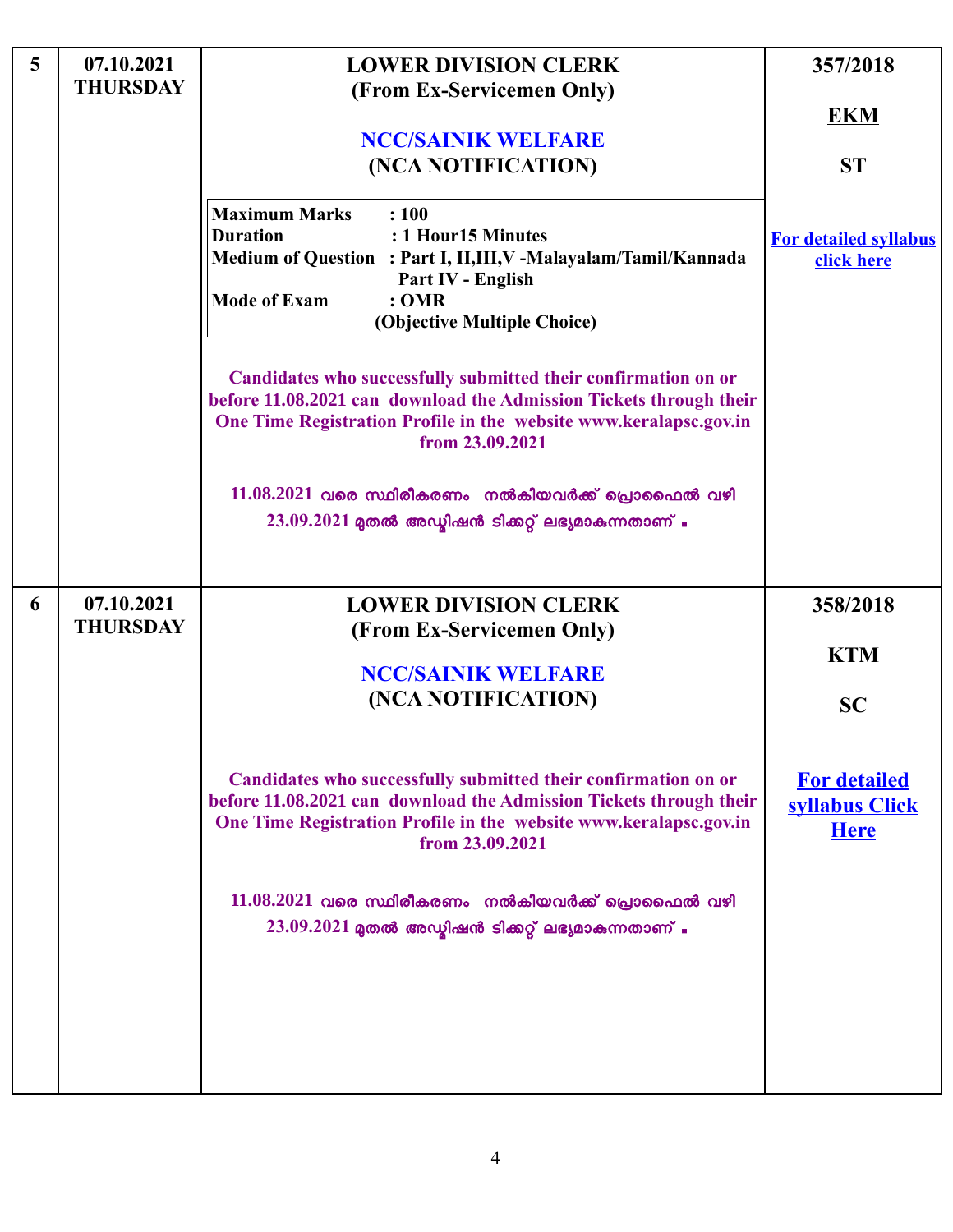| | | | |
|---|---|---|---|
| 5 | 07.10.2021 THURSDAY | **LOWER DIVISION CLERK (From Ex-Servicemen Only)**<br><br>**NCC/SAINIK WELFARE (NCA NOTIFICATION)**<br><br>**Maximum Marks** : 100<br>**Duration** : 1 Hour15 Minutes<br>**Medium of Question** : Part I, II,III,V -Malayalam/Tamil/Kannada Part IV - English<br>**Mode of Exam** : OMR (Objective Multiple Choice)<br><br>**Candidates who successfully submitted their confirmation on or before 11.08.2021 can download the Admission Tickets through their One Time Registration Profile in the website www.keralapsc.gov.in from 23.09.2021**<br><br>**11.08.2021 വരെ സ്ഥിരീകരണം നൽകിയവർക്ക് പ്രൊഫൈൽ വഴി 23.09.2021 മുതൽ അഡ്മിഷൻ ടിക്കറ്റ് ലഭ്യമാകുന്നതാണ് .** | **357/2018**<br><br>**EKM**<br><br>**ST**<br><br>**For detailed syllabus click here** |
| 6 | 07.10.2021 THURSDAY | **LOWER DIVISION CLERK (From Ex-Servicemen Only)**<br><br>**NCC/SAINIK WELFARE (NCA NOTIFICATION)**<br><br>**Candidates who successfully submitted their confirmation on or before 11.08.2021 can download the Admission Tickets through their One Time Registration Profile in the website www.keralapsc.gov.in from 23.09.2021**<br><br>**11.08.2021 വരെ സ്ഥിരീകരണം നൽകിയവർക്ക് പ്രൊഫൈൽ വഴി 23.09.2021 മുതൽ അഡ്മിഷൻ ടിക്കറ്റ് ലഭ്യമാകുന്നതാണ് .** | **358/2018**<br><br>**KTM**<br><br>**SC**<br><br>**For detailed syllabus Click Here** |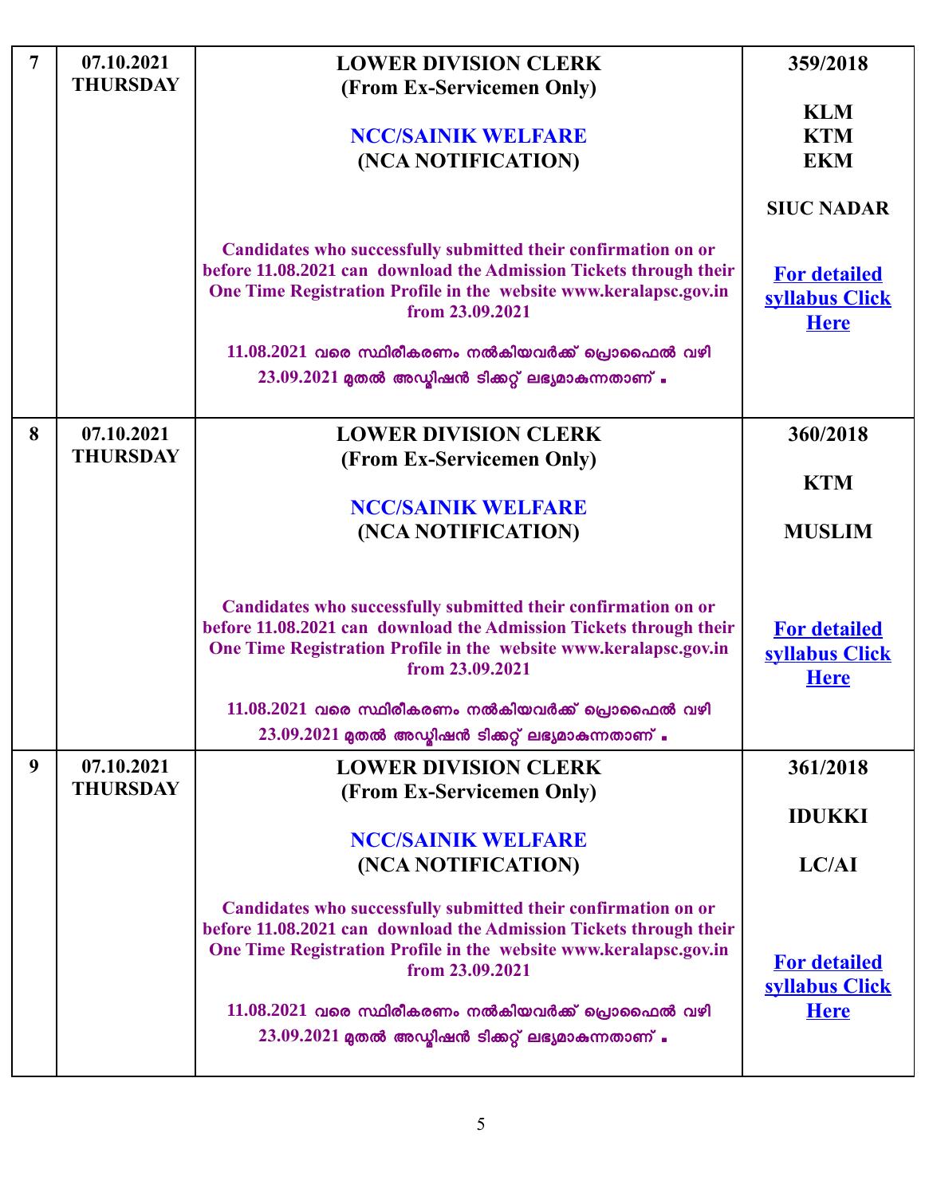| 7 | 07.10.2021 THURSDAY | **LOWER DIVISION CLERK (From Ex-Servicemen Only)**<br><br>**NCC/SAINIK WELFARE (NCA NOTIFICATION)**<br><br>**Candidates who successfully submitted their confirmation on or before 11.08.2021 can download the Admission Tickets through their One Time Registration Profile in the website www.keralapsc.gov.in from 23.09.2021**<br><br>11.08.2021 വരെ സ്ഥിരീകരണം നൽകിയവർക്ക് പ്രൊഫൈൽ വഴി 23.09.2021 മുതൽ അഡ്മിഷൻ ടിക്കറ്റ് ലഭ്യമാകുന്നതാണ് . | **359/2018**<br><br>**KLM**<br>**KTM**<br>**EKM**<br><br>**SIUC NADAR**<br><br>**For detailed syllabus Click Here** |
|---|---|---|---|
| 8 | 07.10.2021 THURSDAY | **LOWER DIVISION CLERK (From Ex-Servicemen Only)**<br><br>**NCC/SAINIK WELFARE (NCA NOTIFICATION)**<br><br>**Candidates who successfully submitted their confirmation on or before 11.08.2021 can download the Admission Tickets through their One Time Registration Profile in the website www.keralapsc.gov.in from 23.09.2021**<br><br>11.08.2021 വരെ സ്ഥിരീകരണം നൽകിയവർക്ക് പ്രൊഫൈൽ വഴി 23.09.2021 മുതൽ അഡ്മിഷൻ ടിക്കറ്റ് ലഭ്യമാകുന്നതാണ് . | **360/2018**<br><br>**KTM**<br><br>**MUSLIM**<br><br>**For detailed syllabus Click Here** |
| 9 | 07.10.2021 THURSDAY | **LOWER DIVISION CLERK (From Ex-Servicemen Only)**<br><br>**NCC/SAINIK WELFARE (NCA NOTIFICATION)**<br><br>**Candidates who successfully submitted their confirmation on or before 11.08.2021 can download the Admission Tickets through their One Time Registration Profile in the website www.keralapsc.gov.in from 23.09.2021**<br><br>11.08.2021 വരെ സ്ഥിരീകരണം നൽകിയവർക്ക് പ്രൊഫൈൽ വഴി 23.09.2021 മുതൽ അഡ്മിഷൻ ടിക്കറ്റ് ലഭ്യമാകുന്നതാണ് . | **361/2018**<br><br>**IDUKKI**<br><br>**LC/AI**<br><br>**For detailed syllabus Click Here** |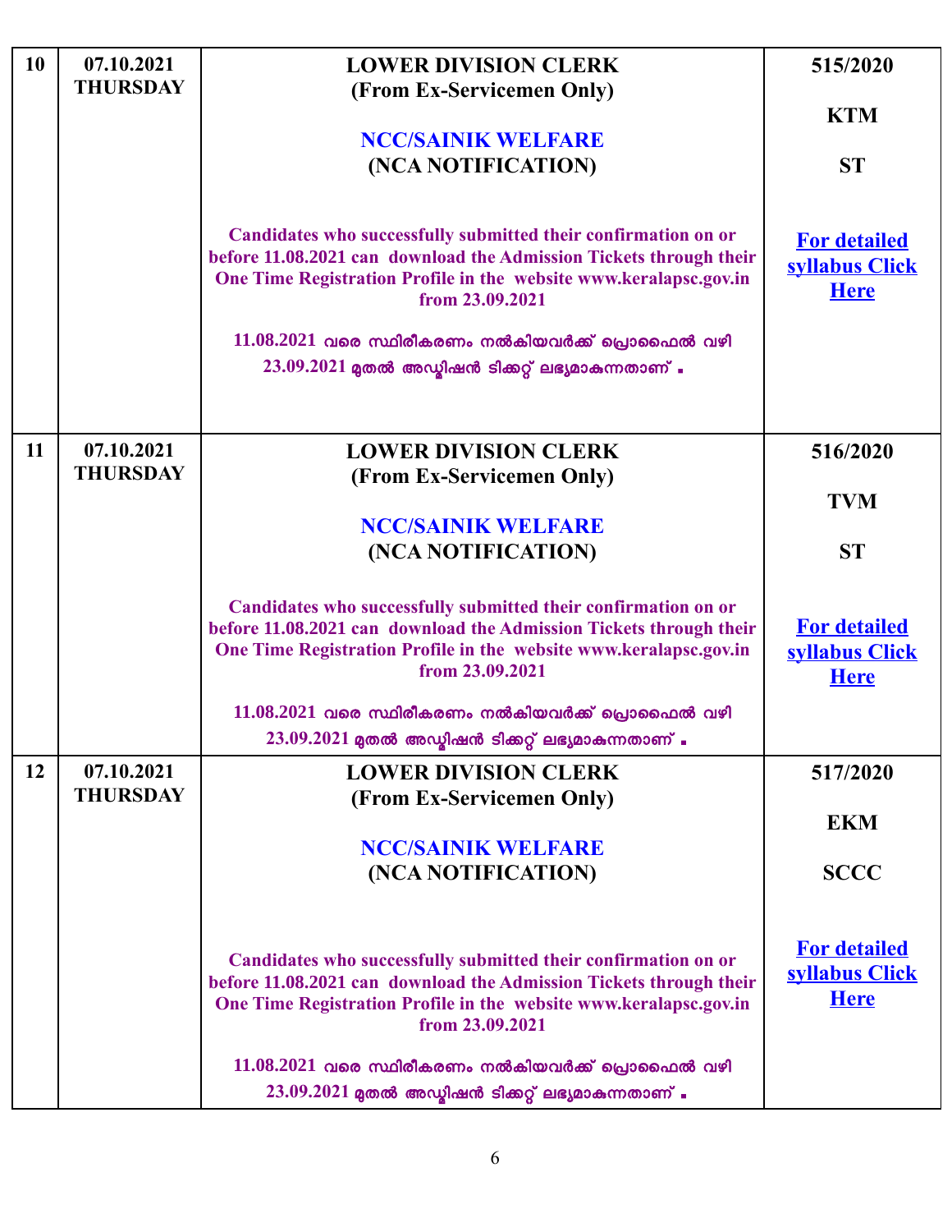| | | | |
|---|---|---|---|
| 10 | 07.10.2021 THURSDAY | **LOWER DIVISION CLERK (From Ex-Servicemen Only)**<br><br>**NCC/SAINIK WELFARE (NCA NOTIFICATION)**<br><br>**Candidates who successfully submitted their confirmation on or before 11.08.2021 can download the Admission Tickets through their One Time Registration Profile in the website www.keralapsc.gov.in from 23.09.2021**<br><br>**11.08.2021 വരെ സ്ഥിരീകരണം നൽകിയവർക്ക് പ്രൊഫൈൽ വഴി 23.09.2021 മുതൽ അഡ്മിഷൻ ടിക്കറ്റ് ലഭ്യമാകുന്നതാണ് .** | **515/2020**<br><br>**KTM**<br><br>**ST**<br><br>**For detailed syllabus Click Here** |
| 11 | 07.10.2021 THURSDAY | **LOWER DIVISION CLERK (From Ex-Servicemen Only)**<br><br>**NCC/SAINIK WELFARE (NCA NOTIFICATION)**<br><br>**Candidates who successfully submitted their confirmation on or before 11.08.2021 can download the Admission Tickets through their One Time Registration Profile in the website www.keralapsc.gov.in from 23.09.2021**<br><br>**11.08.2021 വരെ സ്ഥിരീകരണം നൽകിയവർക്ക് പ്രൊഫൈൽ വഴി 23.09.2021 മുതൽ അഡ്മിഷൻ ടിക്കറ്റ് ലഭ്യമാകുന്നതാണ് .** | **516/2020**<br><br>**TVM**<br><br>**ST**<br><br>**For detailed syllabus Click Here** |
| 12 | 07.10.2021 THURSDAY | **LOWER DIVISION CLERK (From Ex-Servicemen Only)**<br><br>**NCC/SAINIK WELFARE (NCA NOTIFICATION)**<br><br>**Candidates who successfully submitted their confirmation on or before 11.08.2021 can download the Admission Tickets through their One Time Registration Profile in the website www.keralapsc.gov.in from 23.09.2021**<br><br>**11.08.2021 വരെ സ്ഥിരീകരണം നൽകിയവർക്ക് പ്രൊഫൈൽ വഴി 23.09.2021 മുതൽ അഡ്മിഷൻ ടിക്കറ്റ് ലഭ്യമാകുന്നതാണ് .** | **517/2020**<br><br>**EKM**<br><br>**SCCC**<br><br>**For detailed syllabus Click Here** |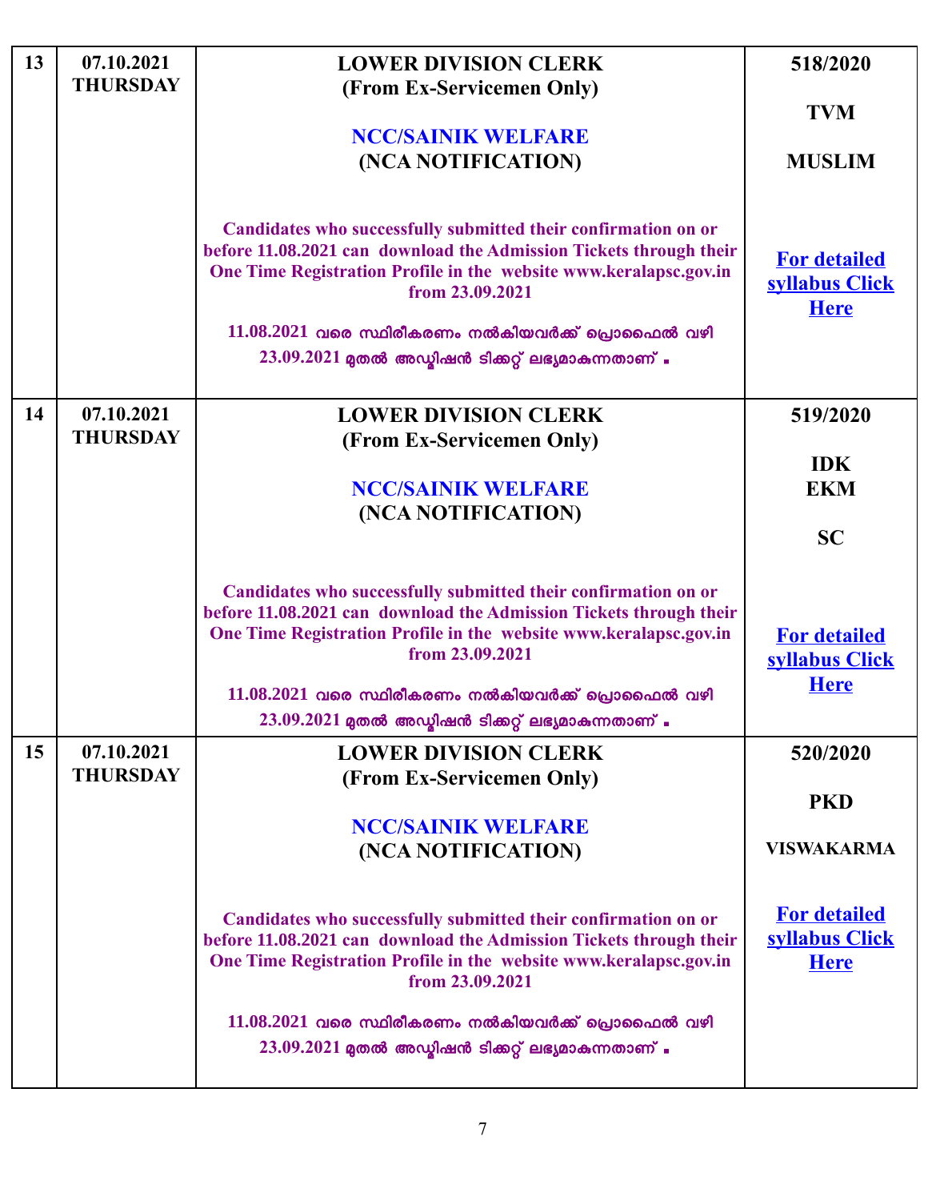| 13 | 07.10.2021 THURSDAY | **LOWER DIVISION CLERK** (From Ex-Servicemen Only)<br><br>**NCC/SAINIK WELFARE** (NCA NOTIFICATION)<br><br>Candidates who successfully submitted their confirmation on or before 11.08.2021 can download the Admission Tickets through their One Time Registration Profile in the website www.keralapsc.gov.in from 23.09.2021<br><br>11.08.2021 വരെ സ്ഥിരീകരണം നൽകിയവർക്ക് പ്രൊഫൈൽ വഴി 23.09.2021 മുതൽ അഡ്മിഷൻ ടിക്കറ്റ് ലഭ്യമാകുന്നതാണ് . | 518/2020<br><br>TVM<br><br>MUSLIM<br><br>For detailed syllabus Click Here |
|---|---|---|---|
| 14 | 07.10.2021 THURSDAY | **LOWER DIVISION CLERK** (From Ex-Servicemen Only)<br><br>**NCC/SAINIK WELFARE** (NCA NOTIFICATION)<br><br>Candidates who successfully submitted their confirmation on or before 11.08.2021 can download the Admission Tickets through their One Time Registration Profile in the website www.keralapsc.gov.in from 23.09.2021<br><br>11.08.2021 വരെ സ്ഥിരീകരണം നൽകിയവർക്ക് പ്രൊഫൈൽ വഴി 23.09.2021 മുതൽ അഡ്മിഷൻ ടിക്കറ്റ് ലഭ്യമാകുന്നതാണ് . | 519/2020<br><br>IDK<br>EKM<br><br>SC<br><br>For detailed syllabus Click Here |
| 15 | 07.10.2021 THURSDAY | **LOWER DIVISION CLERK** (From Ex-Servicemen Only)<br><br>**NCC/SAINIK WELFARE** (NCA NOTIFICATION)<br><br>Candidates who successfully submitted their confirmation on or before 11.08.2021 can download the Admission Tickets through their One Time Registration Profile in the website www.keralapsc.gov.in from 23.09.2021<br><br>11.08.2021 വരെ സ്ഥിരീകരണം നൽകിയവർക്ക് പ്രൊഫൈൽ വഴി 23.09.2021 മുതൽ അഡ്മിഷൻ ടിക്കറ്റ് ലഭ്യമാകുന്നതാണ് . | 520/2020<br><br>PKD<br><br>VISWAKARMA<br><br>For detailed syllabus Click Here |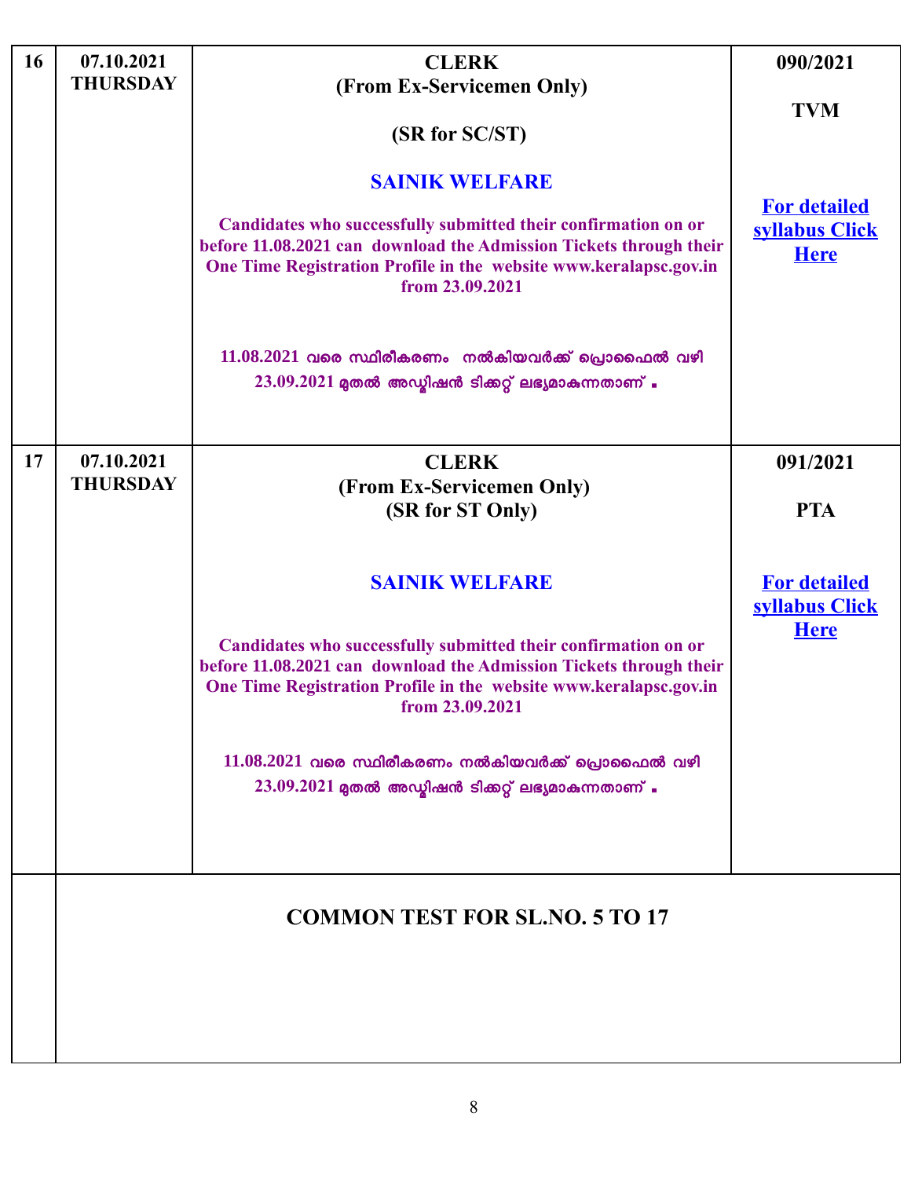| | | | |
|---|---|---|---|
| 16 | 07.10.2021<br>THURSDAY | **CLERK**<br>**(From Ex-Servicemen Only)**<br><br>**(SR for SC/ST)**<br><br>**SAINIK WELFARE**<br><br>**Candidates who successfully submitted their confirmation on or before 11.08.2021 can download the Admission Tickets through their One Time Registration Profile in the website www.keralapsc.gov.in from 23.09.2021**<br><br>11.08.2021 വരെ സ്ഥിരീകരണം നൽകിയവർക്ക് പ്രൊഫൈൽ വഴി 23.09.2021 മുതൽ അഡ്മിഷൻ ടിക്കറ്റ് ലഭ്യമാകുന്നതാണ് . | 090/2021<br><br>TVM<br><br>For detailed syllabus Click Here |
| 17 | 07.10.2021<br>THURSDAY | **CLERK**<br>**(From Ex-Servicemen Only)**<br>**(SR for ST Only)**<br><br>**SAINIK WELFARE**<br><br>**Candidates who successfully submitted their confirmation on or before 11.08.2021 can download the Admission Tickets through their One Time Registration Profile in the website www.keralapsc.gov.in from 23.09.2021**<br><br>11.08.2021 വരെ സ്ഥിരീകരണം നൽകിയവർക്ക് പ്രൊഫൈൽ വഴി 23.09.2021 മുതൽ അഡ്മിഷൻ ടിക്കറ്റ് ലഭ്യമാകുന്നതാണ് . | 091/2021<br><br>PTA<br><br>For detailed syllabus Click Here |
| | **COMMON TEST FOR SL.NO. 5 TO 17** | | |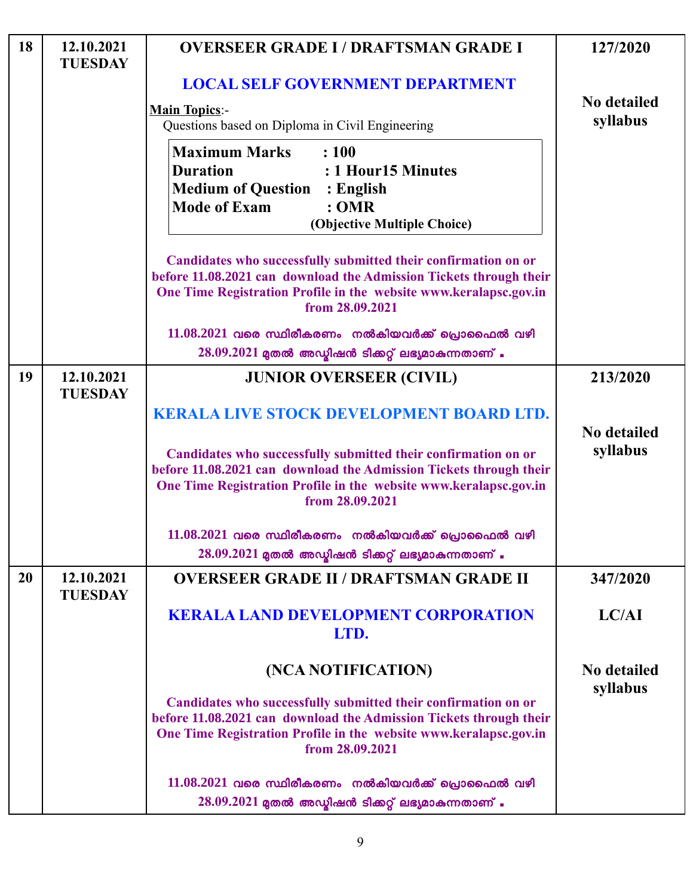| | | | |
|---|---|---|---|
| 18 | 12.10.2021 TUESDAY | **OVERSEER GRADE I / DRAFTSMAN GRADE I**<br><br>**LOCAL SELF GOVERNMENT DEPARTMENT**<br><br>**Main Topics**:-<br>Questions based on Diploma in Civil Engineering<br><br>**Maximum Marks : 100**<br>**Duration : 1 Hour15 Minutes**<br>**Medium of Question : English**<br>**Mode of Exam : OMR**<br>**(Objective Multiple Choice)**<br><br>**Candidates who successfully submitted their confirmation on or before 11.08.2021 can download the Admission Tickets through their One Time Registration Profile in the website www.keralapsc.gov.in from 28.09.2021**<br><br>**11.08.2021 വരെ സ്ഥിരീകരണം നൽകിയവർക്ക് പ്രൊഫൈൽ വഴി 28.09.2021 മുതൽ അഡ്മിഷൻ ടിക്കറ്റ് ലഭ്യമാകുന്നതാണ് .** | **127/2020**<br><br>**No detailed syllabus** |
| 19 | 12.10.2021 TUESDAY | **JUNIOR OVERSEER (CIVIL)**<br><br>**KERALA LIVE STOCK DEVELOPMENT BOARD LTD.**<br><br>**Candidates who successfully submitted their confirmation on or before 11.08.2021 can download the Admission Tickets through their One Time Registration Profile in the website www.keralapsc.gov.in from 28.09.2021**<br><br>**11.08.2021 വരെ സ്ഥിരീകരണം നൽകിയവർക്ക് പ്രൊഫൈൽ വഴി 28.09.2021 മുതൽ അഡ്മിഷൻ ടിക്കറ്റ് ലഭ്യമാകുന്നതാണ് .** | **213/2020**<br><br>**No detailed syllabus** |
| 20 | 12.10.2021 TUESDAY | **OVERSEER GRADE II / DRAFTSMAN GRADE II**<br><br>**KERALA LAND DEVELOPMENT CORPORATION LTD.**<br><br>**(NCA NOTIFICATION)**<br><br>**Candidates who successfully submitted their confirmation on or before 11.08.2021 can download the Admission Tickets through their One Time Registration Profile in the website www.keralapsc.gov.in from 28.09.2021**<br><br>**11.08.2021 വരെ സ്ഥിരീകരണം നൽകിയവർക്ക് പ്രൊഫൈൽ വഴി 28.09.2021 മുതൽ അഡ്മിഷൻ ടിക്കറ്റ് ലഭ്യമാകുന്നതാണ് .** | **347/2020**<br><br>**LC/AI**<br><br>**No detailed syllabus** |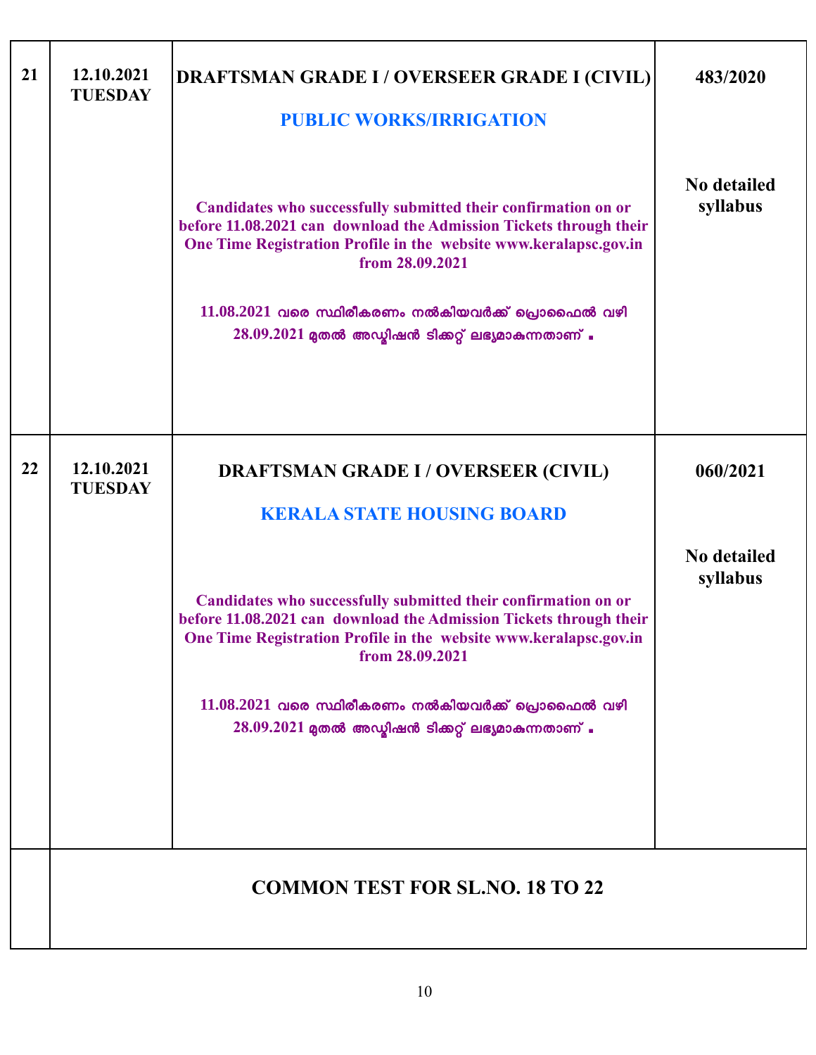| | | | |
|---|---|---|---|
| 21 | 12.10.2021 TUESDAY | **DRAFTSMAN GRADE I / OVERSEER GRADE I (CIVIL)**<br><br>**PUBLIC WORKS/IRRIGATION**<br><br>**Candidates who successfully submitted their confirmation on or before 11.08.2021 can download the Admission Tickets through their One Time Registration Profile in the website www.keralapsc.gov.in from 28.09.2021**<br><br>**11.08.2021 വരെ സ്ഥിരീകരണം നൽകിയവർക്ക് പ്രൊഫൈൽ വഴി 28.09.2021 മുതൽ അഡ്മിഷൻ ടിക്കറ്റ് ലഭ്യമാകുന്നതാണ് .** | **483/2020**<br><br>**No detailed syllabus** |
| 22 | 12.10.2021 TUESDAY | **DRAFTSMAN GRADE I / OVERSEER (CIVIL)**<br><br>**KERALA STATE HOUSING BOARD**<br><br>**Candidates who successfully submitted their confirmation on or before 11.08.2021 can download the Admission Tickets through their One Time Registration Profile in the website www.keralapsc.gov.in from 28.09.2021**<br><br>**11.08.2021 വരെ സ്ഥിരീകരണം നൽകിയവർക്ക് പ്രൊഫൈൽ വഴി 28.09.2021 മുതൽ അഡ്മിഷൻ ടിക്കറ്റ് ലഭ്യമാകുന്നതാണ് .** | **060/2021**<br><br>**No detailed syllabus** |
| | **COMMON TEST FOR SL.NO. 18 TO 22** | | |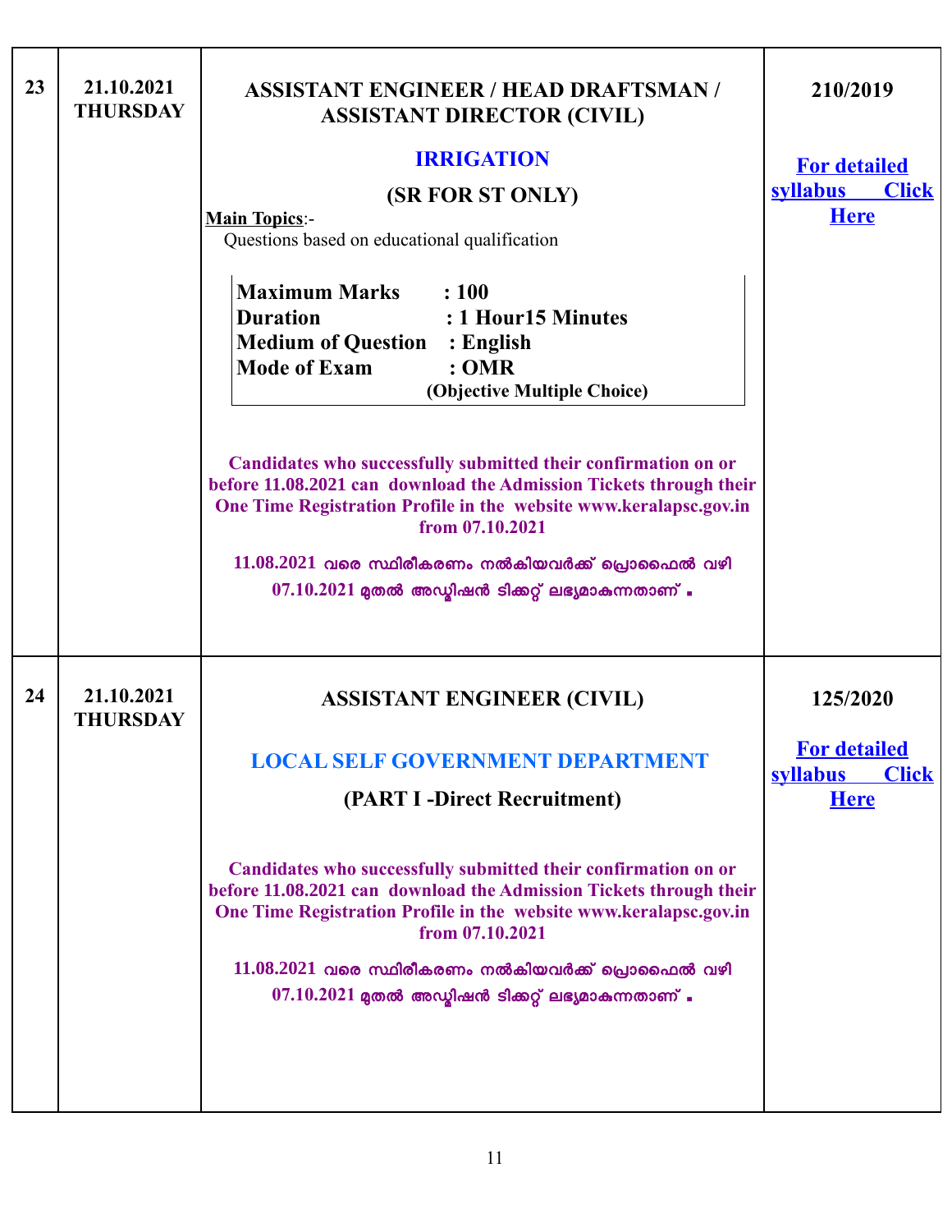| 23 | 21.10.2021 THURSDAY | **ASSISTANT ENGINEER / HEAD DRAFTSMAN / ASSISTANT DIRECTOR (CIVIL)**<br><br>**IRRIGATION**<br><br>**(SR FOR ST ONLY)**<br><br>**Main Topics**:-<br>Questions based on educational qualification<br><br>**Maximum Marks : 100**<br>**Duration : 1 Hour15 Minutes**<br>**Medium of Question : English**<br>**Mode of Exam : OMR**<br>**(Objective Multiple Choice)**<br><br>**Candidates who successfully submitted their confirmation on or before 11.08.2021 can download the Admission Tickets through their One Time Registration Profile in the website www.keralapsc.gov.in from 07.10.2021**<br><br>**11.08.2021 വരെ സ്ഥിരീകരണം നൽകിയവർക്ക് പ്രൊഫൈൽ വഴി 07.10.2021 മുതൽ അഡ്മിഷൻ ടിക്കറ്റ് ലഭ്യമാകുന്നതാണ് .** | **210/2019**<br><br>**For detailed syllabus Click Here** |
|---|---|---|---|
| 24 | 21.10.2021 THURSDAY | **ASSISTANT ENGINEER (CIVIL)**<br><br>**LOCAL SELF GOVERNMENT DEPARTMENT**<br><br>**(PART I -Direct Recruitment)**<br><br>**Candidates who successfully submitted their confirmation on or before 11.08.2021 can download the Admission Tickets through their One Time Registration Profile in the website www.keralapsc.gov.in from 07.10.2021**<br><br>**11.08.2021 വരെ സ്ഥിരീകരണം നൽകിയവർക്ക് പ്രൊഫൈൽ വഴി 07.10.2021 മുതൽ അഡ്മിഷൻ ടിക്കറ്റ് ലഭ്യമാകുന്നതാണ് .** | **125/2020**<br><br>**For detailed syllabus Click Here** |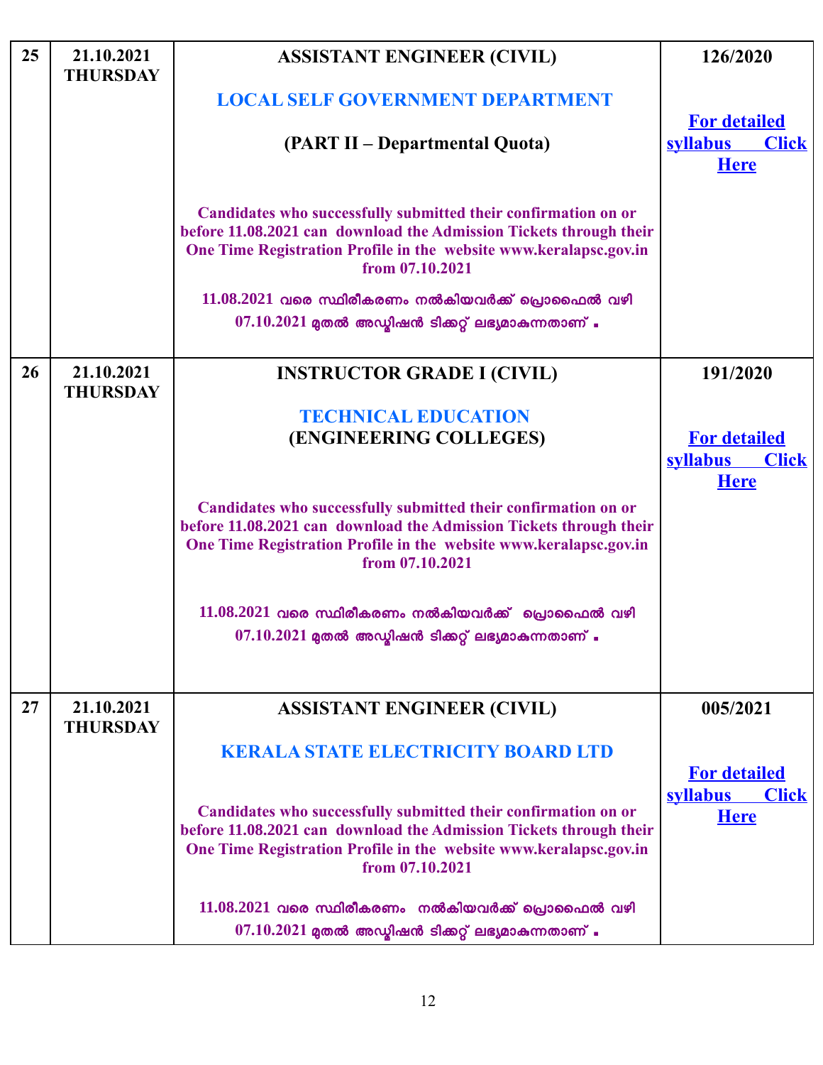| 25 | 21.10.2021 THURSDAY | **ASSISTANT ENGINEER (CIVIL)**<br><br>**LOCAL SELF GOVERNMENT DEPARTMENT**<br><br>**(PART II – Departmental Quota)**<br><br>**Candidates who successfully submitted their confirmation on or before 11.08.2021 can download the Admission Tickets through their One Time Registration Profile in the website www.keralapsc.gov.in from 07.10.2021**<br><br>11.08.2021 വരെ സ്ഥിരീകരണം നൽകിയവർക്ക് പ്രൊഫൈൽ വഴി 07.10.2021 മുതൽ അഡ്മിഷൻ ടിക്കറ്റ് ലഭ്യമാകുന്നതാണ് . | **126/2020**<br><br>**For detailed syllabus Click Here** |
|---|---|---|---|
| 26 | 21.10.2021 THURSDAY | **INSTRUCTOR GRADE I (CIVIL)**<br><br>**TECHNICAL EDUCATION (ENGINEERING COLLEGES)**<br><br>**Candidates who successfully submitted their confirmation on or before 11.08.2021 can download the Admission Tickets through their One Time Registration Profile in the website www.keralapsc.gov.in from 07.10.2021**<br><br>11.08.2021 വരെ സ്ഥിരീകരണം നൽകിയവർക്ക് പ്രൊഫൈൽ വഴി 07.10.2021 മുതൽ അഡ്മിഷൻ ടിക്കറ്റ് ലഭ്യമാകുന്നതാണ് . | **191/2020**<br><br>**For detailed syllabus Click Here** |
| 27 | 21.10.2021 THURSDAY | **ASSISTANT ENGINEER (CIVIL)**<br><br>**KERALA STATE ELECTRICITY BOARD LTD**<br><br>**Candidates who successfully submitted their confirmation on or before 11.08.2021 can download the Admission Tickets through their One Time Registration Profile in the website www.keralapsc.gov.in from 07.10.2021**<br><br>11.08.2021 വരെ സ്ഥിരീകരണം നൽകിയവർക്ക് പ്രൊഫൈൽ വഴി 07.10.2021 മുതൽ അഡ്മിഷൻ ടിക്കറ്റ് ലഭ്യമാകുന്നതാണ് . | **005/2021**<br><br>**For detailed syllabus Click Here** |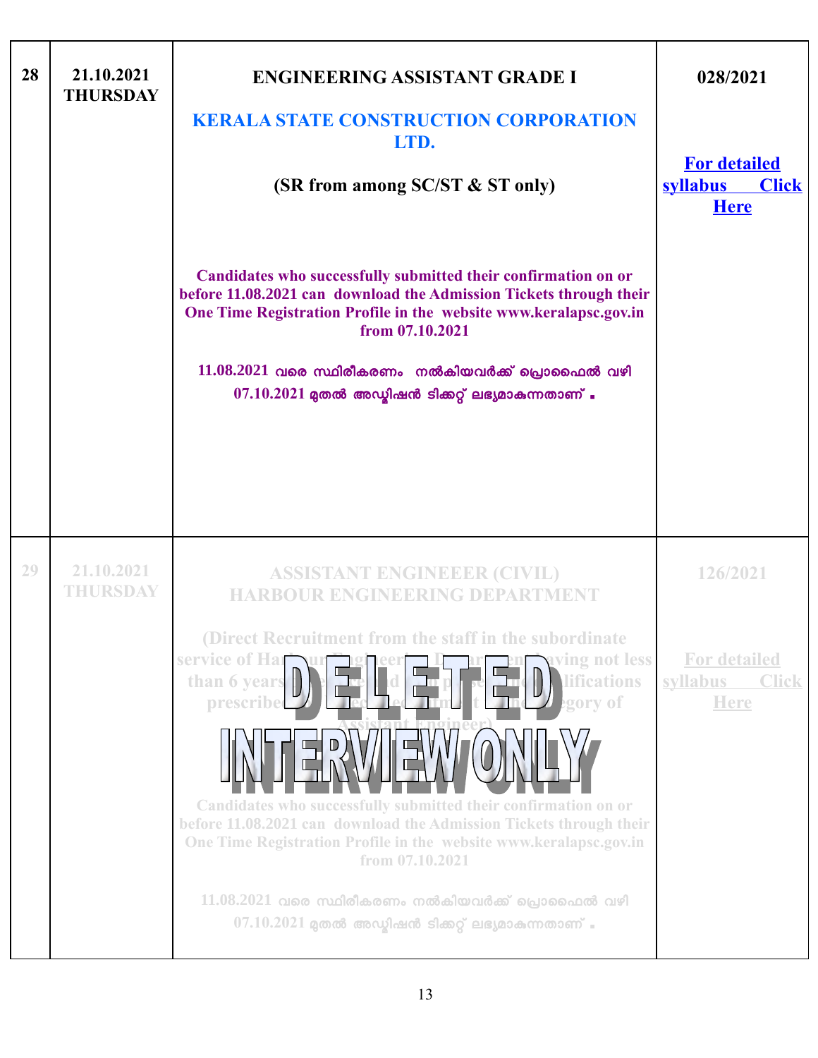| | | | |
|---|---|---|---|
| 28 | 21.10.2021 THURSDAY | **ENGINEERING ASSISTANT GRADE I**<br><br>**KERALA STATE CONSTRUCTION CORPORATION LTD.**<br><br>**(SR from among SC/ST & ST only)**<br><br>**Candidates who successfully submitted their confirmation on or before 11.08.2021 can download the Admission Tickets through their One Time Registration Profile in the website www.keralapsc.gov.in from 07.10.2021**<br><br>**11.08.2021 വരെ സ്ഥിരീകരണം നൽകിയവർക്ക് പ്രൊഫൈൽ വഴി 07.10.2021 മുതൽ അഡ്മിഷൻ ടിക്കറ്റ് ലഭ്യമാകുന്നതാണ് .** | **028/2021**<br><br>**For detailed syllabus Click Here** |
| 29 | 21.10.2021 THURSDAY | **ASSISTANT ENGINEEER (CIVIL) HARBOUR ENGINEERING DEPARTMENT**<br><br>**(Direct Recruitment from the staff in the subordinate service of Harbour Engineering Department having not less than 6 years of service and possessing qualifications prescribed for direct recruitment to the category of Assistant Engineer)**<br><br>**DELETED**<br>**INTERVIEW ONLY**<br><br>**Candidates who successfully submitted their confirmation on or before 11.08.2021 can download the Admission Tickets through their One Time Registration Profile in the website www.keralapsc.gov.in from 07.10.2021**<br><br>**11.08.2021 വരെ സ്ഥിരീകരണം നൽകിയവർക്ക് പ്രൊഫൈൽ വഴി 07.10.2021 മുതൽ അഡ്മിഷൻ ടിക്കറ്റ് ലഭ്യമാകുന്നതാണ് .** | **126/2021**<br><br>**For detailed syllabus Click Here** |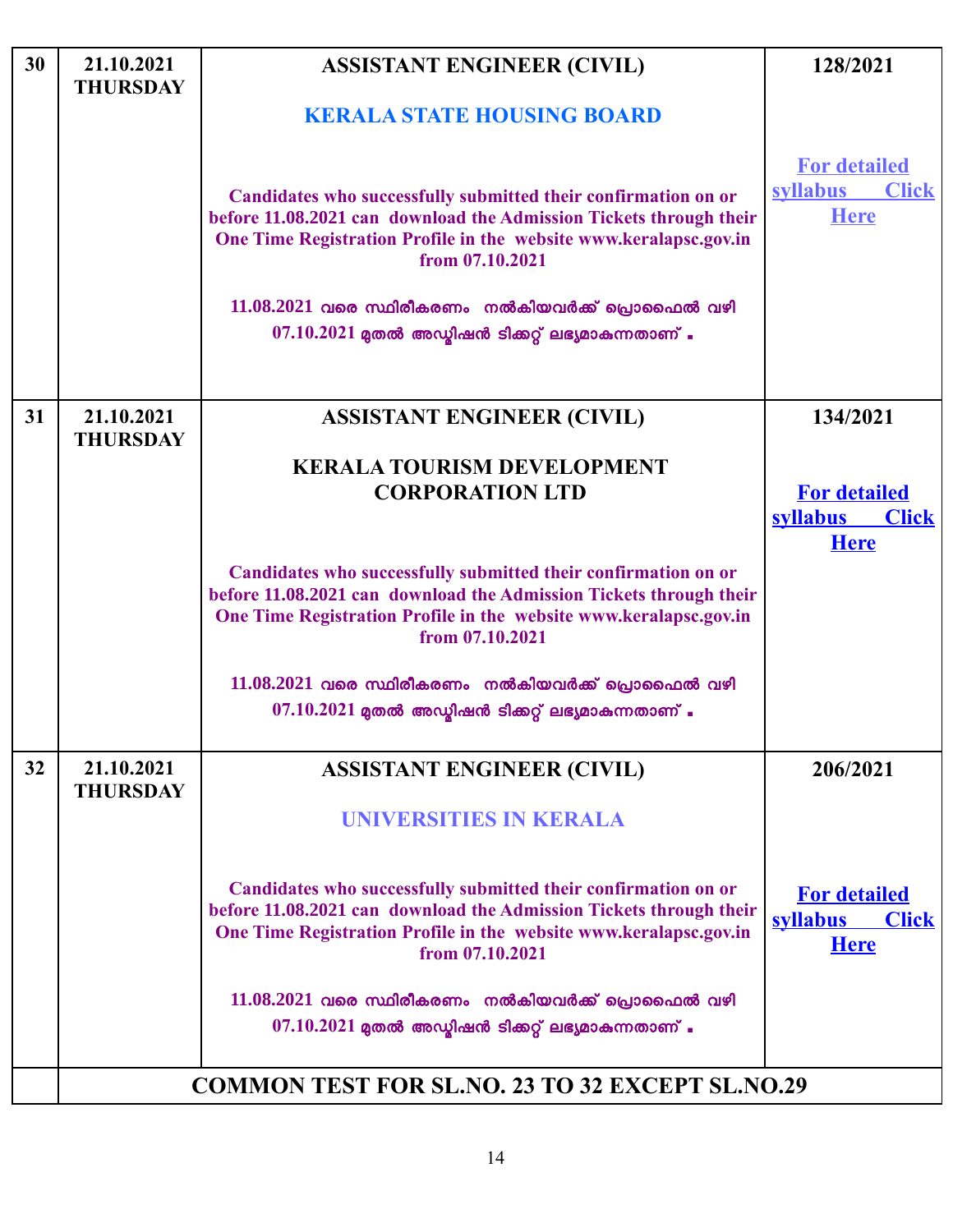| | | | |
|---|---|---|---|
| 30 | 21.10.2021 THURSDAY | **ASSISTANT ENGINEER (CIVIL)**<br><br>**KERALA STATE HOUSING BOARD**<br><br>**Candidates who successfully submitted their confirmation on or before 11.08.2021 can download the Admission Tickets through their One Time Registration Profile in the website www.keralapsc.gov.in from 07.10.2021**<br><br>11.08.2021 വരെ സ്ഥിരീകരണം നൽകിയവർക്ക് പ്രൊഫൈൽ വഴി 07.10.2021 മുതൽ അഡ്മിഷൻ ടിക്കറ്റ് ലഭ്യമാകുന്നതാണ് . | **128/2021**<br><br>**For detailed syllabus Click Here** |
| 31 | 21.10.2021 THURSDAY | **ASSISTANT ENGINEER (CIVIL)**<br><br>**KERALA TOURISM DEVELOPMENT CORPORATION LTD**<br><br>**Candidates who successfully submitted their confirmation on or before 11.08.2021 can download the Admission Tickets through their One Time Registration Profile in the website www.keralapsc.gov.in from 07.10.2021**<br><br>11.08.2021 വരെ സ്ഥിരീകരണം നൽകിയവർക്ക് പ്രൊഫൈൽ വഴി 07.10.2021 മുതൽ അഡ്മിഷൻ ടിക്കറ്റ് ലഭ്യമാകുന്നതാണ് . | **134/2021**<br><br>**For detailed syllabus Click Here** |
| 32 | 21.10.2021 THURSDAY | **ASSISTANT ENGINEER (CIVIL)**<br><br>**UNIVERSITIES IN KERALA**<br><br>**Candidates who successfully submitted their confirmation on or before 11.08.2021 can download the Admission Tickets through their One Time Registration Profile in the website www.keralapsc.gov.in from 07.10.2021**<br><br>11.08.2021 വരെ സ്ഥിരീകരണം നൽകിയവർക്ക് പ്രൊഫൈൽ വഴി 07.10.2021 മുതൽ അഡ്മിഷൻ ടിക്കറ്റ് ലഭ്യമാകുന്നതാണ് . | **206/2021**<br><br>**For detailed syllabus Click Here** |
| | **COMMON TEST FOR SL.NO. 23 TO 32 EXCEPT SL.NO.29** | | |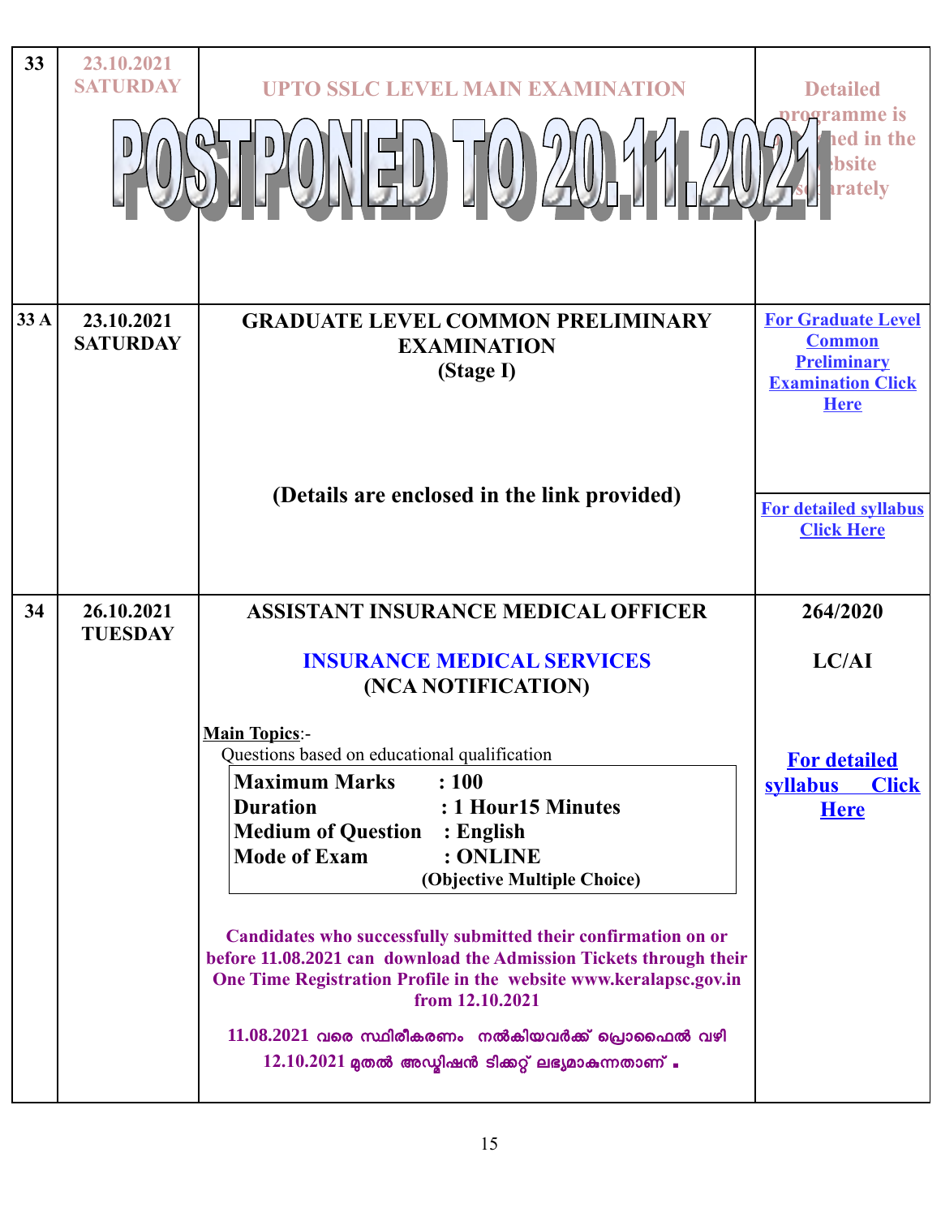| | | | |
|---|---|---|---|
| 33 | 23.10.2021 SATURDAY | UPTO SSLC LEVEL MAIN EXAMINATION<br><br>**POSTPONED TO 20.11.2021** | Detailed programme is published in the website separately |
| 33 A | **23.10.2021 SATURDAY** | **GRADUATE LEVEL COMMON PRELIMINARY EXAMINATION**<br>**(Stage I)**<br><br>**(Details are enclosed in the link provided)** | **For Graduate Level Common Preliminary Examination Click Here**<br><br>**For detailed syllabus Click Here** |
| 34 | **26.10.2021 TUESDAY** | **ASSISTANT INSURANCE MEDICAL OFFICER**<br><br>**INSURANCE MEDICAL SERVICES**<br>**(NCA NOTIFICATION)**<br><br>**Main Topics**:-<br>Questions based on educational qualification<br>**Maximum Marks : 100**<br>**Duration : 1 Hour15 Minutes**<br>**Medium of Question : English**<br>**Mode of Exam : ONLINE**<br>**(Objective Multiple Choice)**<br><br>**Candidates who successfully submitted their confirmation on or before 11.08.2021 can download the Admission Tickets through their One Time Registration Profile in the website www.keralapsc.gov.in from 12.10.2021**<br><br>**11.08.2021 വരെ സ്ഥിരീകരണം നൽകിയവർക്ക് പ്രൊഫൈൽ വഴി 12.10.2021 മുതൽ അഡ്മിഷൻ ടിക്കറ്റ് ലഭ്യമാകുന്നതാണ് .** | **264/2020**<br><br>**LC/AI**<br><br>**For detailed syllabus Click Here** |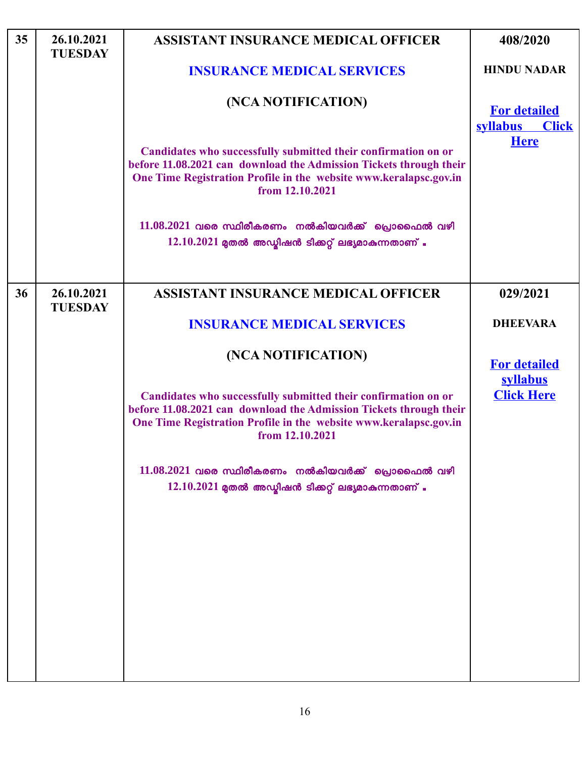| 35 | 26.10.2021 TUESDAY | **ASSISTANT INSURANCE MEDICAL OFFICER**<br><br>**INSURANCE MEDICAL SERVICES**<br><br>**(NCA NOTIFICATION)**<br><br>**Candidates who successfully submitted their confirmation on or before 11.08.2021 can download the Admission Tickets through their One Time Registration Profile in the website www.keralapsc.gov.in from 12.10.2021**<br><br>11.08.2021 വരെ സ്ഥിരീകരണം നൽകിയവർക്ക് പ്രൊഫൈൽ വഴി 12.10.2021 മുതൽ അഡ്മിഷൻ ടിക്കറ്റ് ലഭ്യമാകുന്നതാണ് . | **408/2020**<br><br>**HINDU NADAR**<br><br>**For detailed syllabus Click Here** |
|---|---|---|---|
| 36 | 26.10.2021 TUESDAY | **ASSISTANT INSURANCE MEDICAL OFFICER**<br><br>**INSURANCE MEDICAL SERVICES**<br><br>**(NCA NOTIFICATION)**<br><br>**Candidates who successfully submitted their confirmation on or before 11.08.2021 can download the Admission Tickets through their One Time Registration Profile in the website www.keralapsc.gov.in from 12.10.2021**<br><br>11.08.2021 വരെ സ്ഥിരീകരണം നൽകിയവർക്ക് പ്രൊഫൈൽ വഴി 12.10.2021 മുതൽ അഡ്മിഷൻ ടിക്കറ്റ് ലഭ്യമാകുന്നതാണ് . | **029/2021**<br><br>**DHEEVARA**<br><br>**For detailed syllabus Click Here** |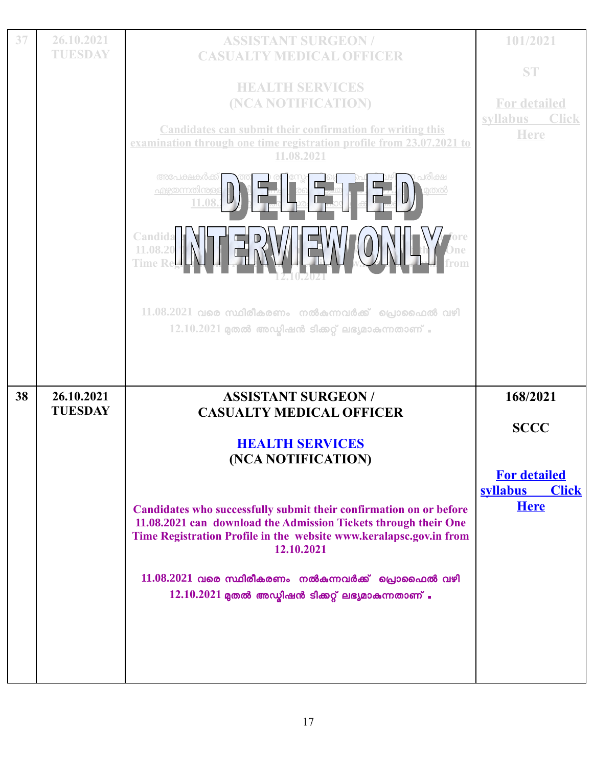| 37 | 26.10.2021 TUESDAY | ASSISTANT SURGEON / CASUALTY MEDICAL OFFICER<br><br>HEALTH SERVICES (NCA NOTIFICATION)<br><br>Candidates can submit their confirmation for writing this examination through one time registration profile from 23.07.2021 to 11.08.2021<br><br>DELETED<br>INTERVIEW ONLY<br><br>11.08.2021 വരെ സ്ഥിരീകരണം നൽകുന്നവർക്ക് പ്രൊഫൈൽ വഴി 12.10.2021 മുതൽ അഡ്മിഷൻ ടിക്കറ്റ് ലഭ്യമാകുന്നതാണ് . | 101/2021<br><br>ST<br><br>For detailed syllabus Click Here |
|---|---|---|---|
| 38 | 26.10.2021 TUESDAY | **ASSISTANT SURGEON / CASUALTY MEDICAL OFFICER**<br><br>**HEALTH SERVICES**<br>**(NCA NOTIFICATION)**<br><br>**Candidates who successfully submit their confirmation on or before 11.08.2021 can download the Admission Tickets through their One Time Registration Profile in the website www.keralapsc.gov.in from 12.10.2021**<br><br>**11.08.2021 വരെ സ്ഥിരീകരണം നൽകുന്നവർക്ക് പ്രൊഫൈൽ വഴി 12.10.2021 മുതൽ അഡ്മിഷൻ ടിക്കറ്റ് ലഭ്യമാകുന്നതാണ് .** | **168/2021**<br><br>**SCCC**<br><br>**For detailed syllabus Click Here** |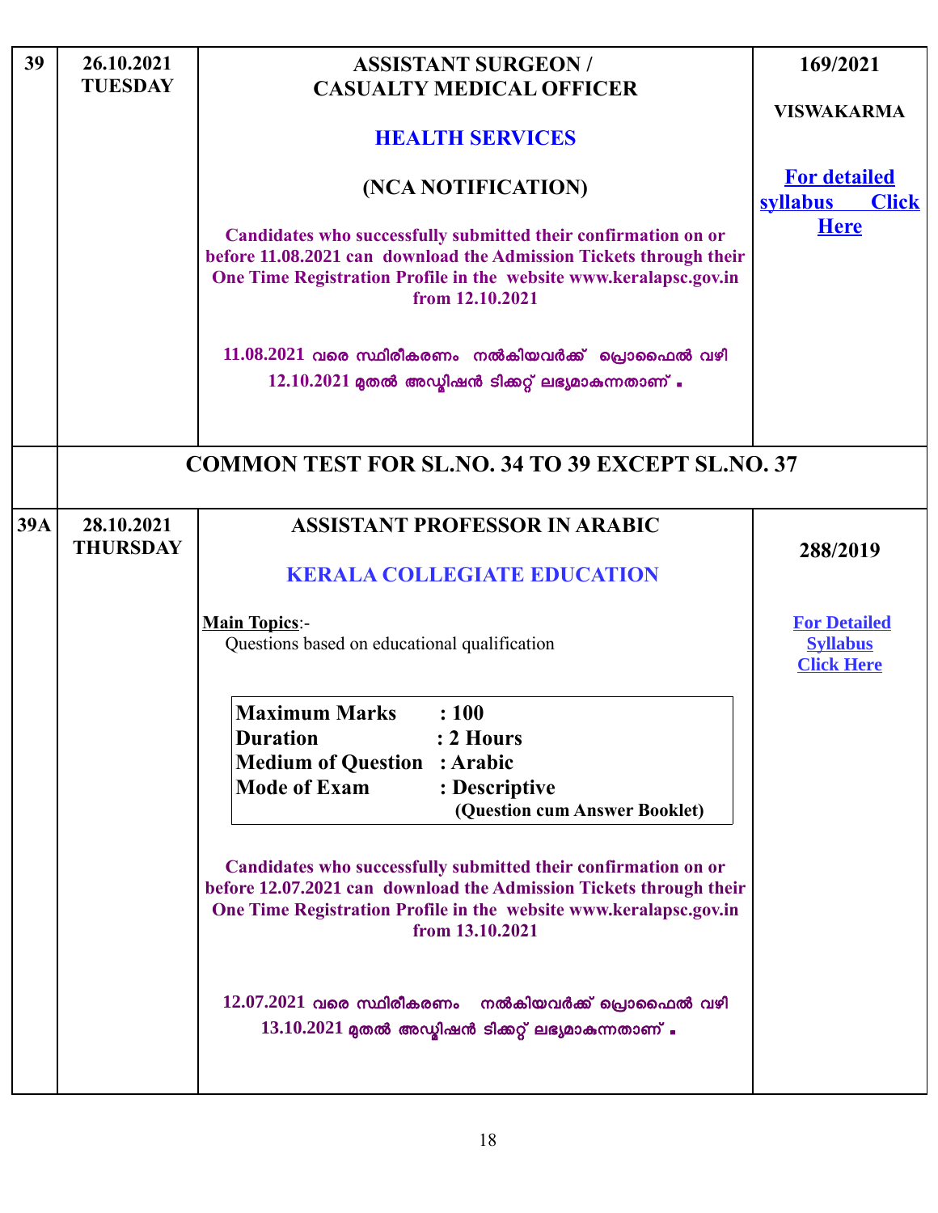| | | | |
|---|---|---|---|
| 39 | 26.10.2021 TUESDAY | **ASSISTANT SURGEON / CASUALTY MEDICAL OFFICER**<br><br>**HEALTH SERVICES**<br><br>**(NCA NOTIFICATION)**<br><br>**Candidates who successfully submitted their confirmation on or before 11.08.2021 can download the Admission Tickets through their One Time Registration Profile in the website www.keralapsc.gov.in from 12.10.2021**<br><br>11.08.2021 വരെ സ്ഥിരീകരണം നൽകിയവർക്ക് പ്രൊഫൈൽ വഴി 12.10.2021 മുതൽ അഡ്മിഷൻ ടിക്കറ്റ് ലഭ്യമാകുന്നതാണ് . | **169/2021**<br><br>**VISWAKARMA**<br><br>**For detailed syllabus Click Here** |
| | **COMMON TEST FOR SL.NO. 34 TO 39 EXCEPT SL.NO. 37** | | |
| 39A | 28.10.2021 THURSDAY | **ASSISTANT PROFESSOR IN ARABIC**<br><br>**KERALA COLLEGIATE EDUCATION**<br><br>**Main Topics**:-<br>Questions based on educational qualification<br><br>**Maximum Marks : 100**<br>**Duration : 2 Hours**<br>**Medium of Question : Arabic**<br>**Mode of Exam : Descriptive (Question cum Answer Booklet)**<br><br>**Candidates who successfully submitted their confirmation on or before 12.07.2021 can download the Admission Tickets through their One Time Registration Profile in the website www.keralapsc.gov.in from 13.10.2021**<br><br>12.07.2021 വരെ സ്ഥിരീകരണം നൽകിയവർക്ക് പ്രൊഫൈൽ വഴി 13.10.2021 മുതൽ അഡ്മിഷൻ ടിക്കറ്റ് ലഭ്യമാകുന്നതാണ് . | **288/2019**<br><br>**For Detailed Syllabus Click Here** |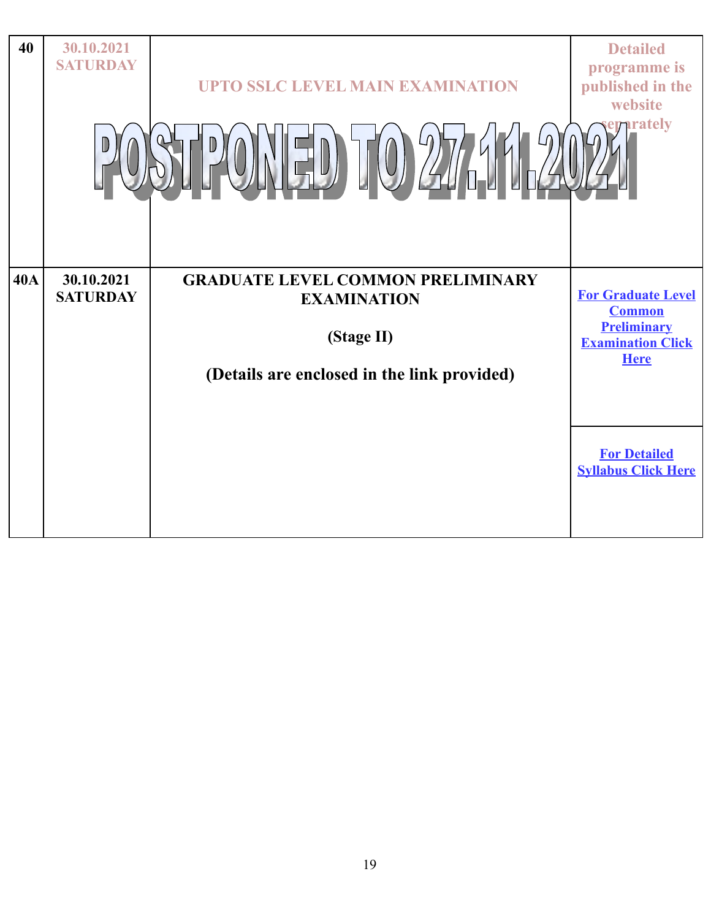| | | | |
|---|---|---|---|
| 40 | 30.10.2021 SATURDAY | UPTO SSLC LEVEL MAIN EXAMINATION<br><br>POSTPONED TO 27.11.2021 | Detailed programme is published in the website separately |
| 40A | 30.10.2021 SATURDAY | **GRADUATE LEVEL COMMON PRELIMINARY EXAMINATION**<br><br>**(Stage II)**<br><br>**(Details are enclosed in the link provided)** | **For Graduate Level Common Preliminary Examination Click Here**<br><br>**For Detailed Syllabus Click Here** |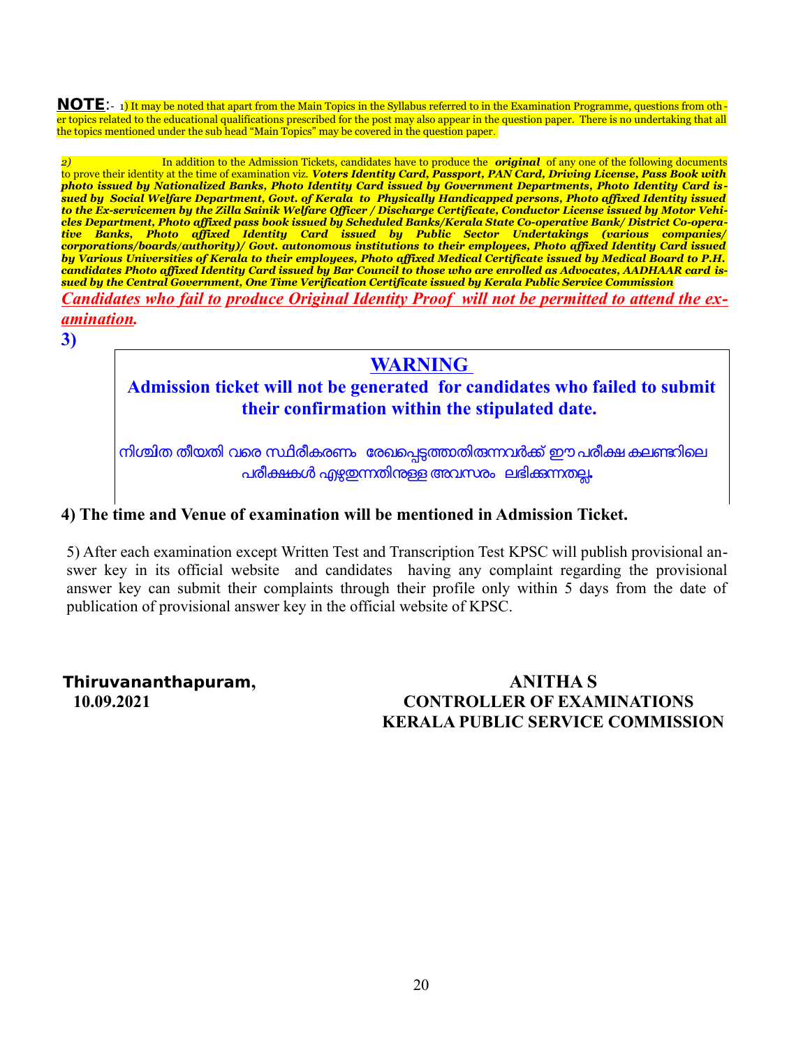**NOTE**:- 1) It may be noted that apart from the Main Topics in the Syllabus referred to in the Examination Programme, questions from other topics related to the educational qualifications prescribed for the post may also appear in the question paper. There is no undertaking that all the topics mentioned under the sub head "Main Topics" may be covered in the question paper.

*2)* In addition to the Admission Tickets, candidates have to produce the ***original*** of any one of the following documents to prove their identity at the time of examination viz. ***Voters Identity Card, Passport, PAN Card, Driving License, Pass Book with photo issued by Nationalized Banks, Photo Identity Card issued by Government Departments, Photo Identity Card issued by Social Welfare Department, Govt. of Kerala to Physically Handicapped persons, Photo affixed Identity issued to the Ex-servicemen by the Zilla Sainik Welfare Officer / Discharge Certificate, Conductor License issued by Motor Vehicles Department, Photo affixed pass book issued by Scheduled Banks/Kerala State Co-operative Bank/ District Co-operative Banks, Photo affixed Identity Card issued by Public Sector Undertakings (various companies/ corporations/boards/authority)/ Govt. autonomous institutions to their employees, Photo affixed Identity Card issued by Various Universities of Kerala to their employees, Photo affixed Medical Certificate issued by Medical Board to P.H. candidates Photo affixed Identity Card issued by Bar Council to those who are enrolled as Advocates, AADHAAR card issued by the Central Government, One Time Verification Certificate issued by Kerala Public Service Commission***

***Candidates who fail to produce Original Identity Proof will not be permitted to attend the examination.***

**3)**

**WARNING**

**Admission ticket will not be generated for candidates who failed to submit their confirmation within the stipulated date.**

നിശ്ചിത തീയതി വരെ സ്ഥിരീകരണം രേഖപ്പെടുത്താതിരുന്നവർക്ക് ഈ പരീക്ഷ കലണ്ടറിലെ പരീക്ഷകൾ എഴുതുന്നതിനുള്ള അവസരം ലഭിക്കുന്നതല്ല.

**4) The time and Venue of examination will be mentioned in Admission Ticket.**

5) After each examination except Written Test and Transcription Test KPSC will publish provisional answer key in its official website and candidates having any complaint regarding the provisional answer key can submit their complaints through their profile only within 5 days from the date of publication of provisional answer key in the official website of KPSC.

**Thiruvananthapuram,**
**10.09.2021**

**ANITHA S**
**CONTROLLER OF EXAMINATIONS**
**KERALA PUBLIC SERVICE COMMISSION**